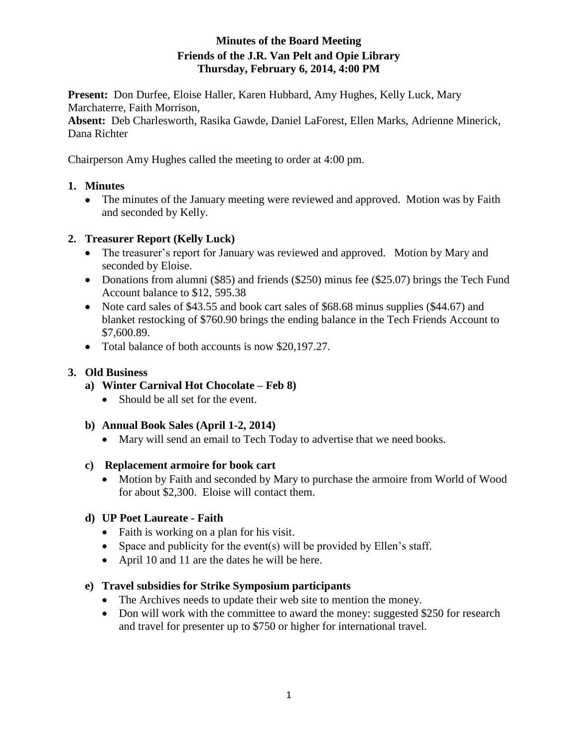# Minutes of the Board Meeting
## Friends of the J.R. Van Pelt and Opie Library
### Thursday, February 6, 2014, 4:00 PM

**Present:** Don Durfee, Eloise Haller, Karen Hubbard, Amy Hughes, Kelly Luck, Mary Marchaterre, Faith Morrison,
**Absent:** Deb Charlesworth, Rasika Gawde, Daniel LaForest, Ellen Marks, Adrienne Minerick, Dana Richter

Chairperson Amy Hughes called the meeting to order at 4:00 pm.

1. **Minutes**
   - The minutes of the January meeting were reviewed and approved. Motion was by Faith and seconded by Kelly.

2. **Treasurer Report (Kelly Luck)**
   - The treasurer's report for January was reviewed and approved. Motion by Mary and seconded by Eloise.
   - Donations from alumni ($85) and friends ($250) minus fee ($25.07) brings the Tech Fund Account balance to $12, 595.38
   - Note card sales of $43.55 and book cart sales of $68.68 minus supplies ($44.67) and blanket restocking of $760.90 brings the ending balance in the Tech Friends Account to $7,600.89.
   - Total balance of both accounts is now $20,197.27.

3. **Old Business**
   a) **Winter Carnival Hot Chocolate – Feb 8)**
      - Should be all set for the event.

   b) **Annual Book Sales (April 1-2, 2014)**
      - Mary will send an email to Tech Today to advertise that we need books.

   c) **Replacement armoire for book cart**
      - Motion by Faith and seconded by Mary to purchase the armoire from World of Wood for about $2,300. Eloise will contact them.

   d) **UP Poet Laureate - Faith**
      - Faith is working on a plan for his visit.
      - Space and publicity for the event(s) will be provided by Ellen's staff.
      - April 10 and 11 are the dates he will be here.

   e) **Travel subsidies for Strike Symposium participants**
      - The Archives needs to update their web site to mention the money.
      - Don will work with the committee to award the money: suggested $250 for research and travel for presenter up to $750 or higher for international travel.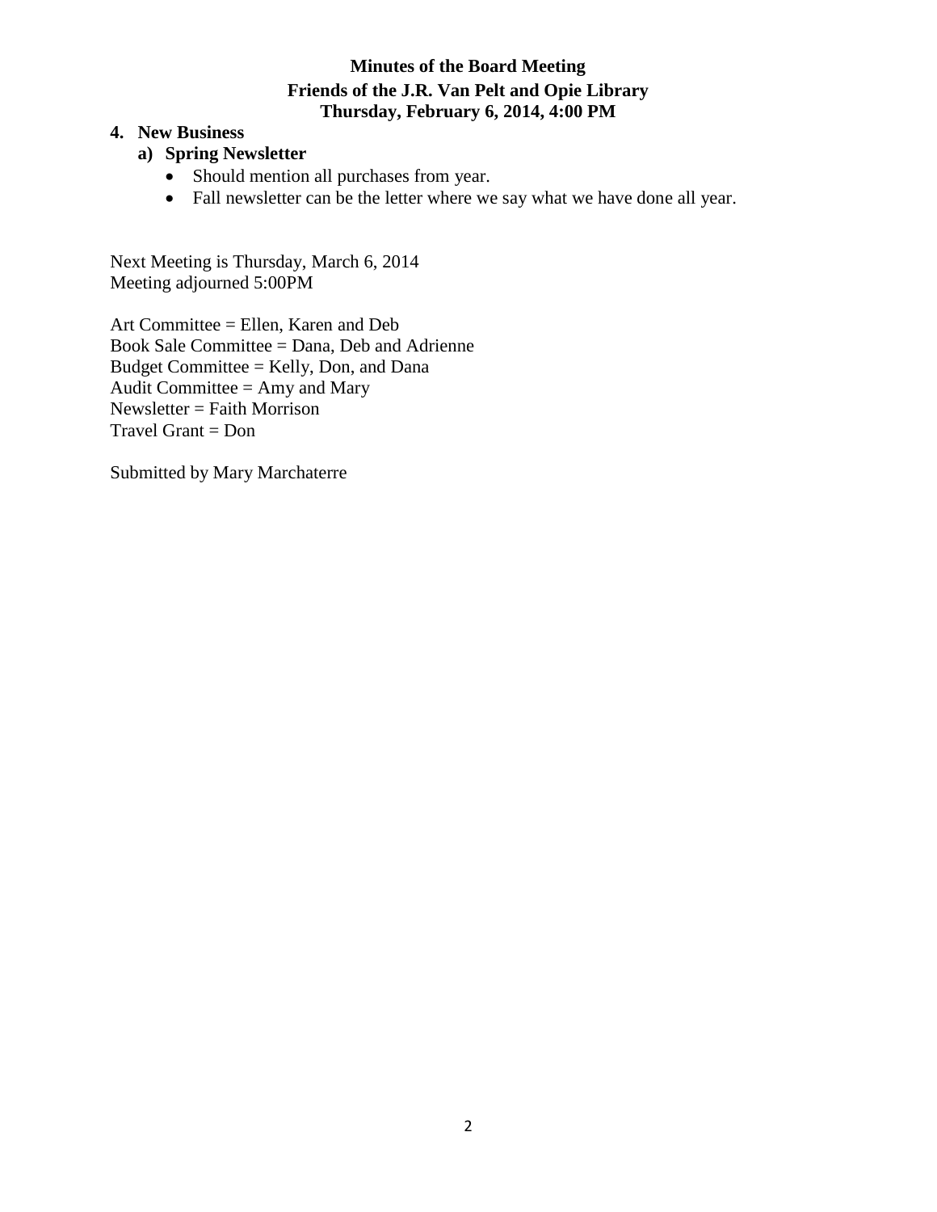**Minutes of the Board Meeting**
**Friends of the J.R. Van Pelt and Opie Library**
**Thursday, February 6, 2014, 4:00 PM**

**4. New Business**

**a) Spring Newsletter**

- Should mention all purchases from year.
- Fall newsletter can be the letter where we say what we have done all year.

Next Meeting is Thursday, March 6, 2014
Meeting adjourned 5:00PM

Art Committee = Ellen, Karen and Deb
Book Sale Committee = Dana, Deb and Adrienne
Budget Committee = Kelly, Don, and Dana
Audit Committee = Amy and Mary
Newsletter = Faith Morrison
Travel Grant = Don

Submitted by Mary Marchaterre